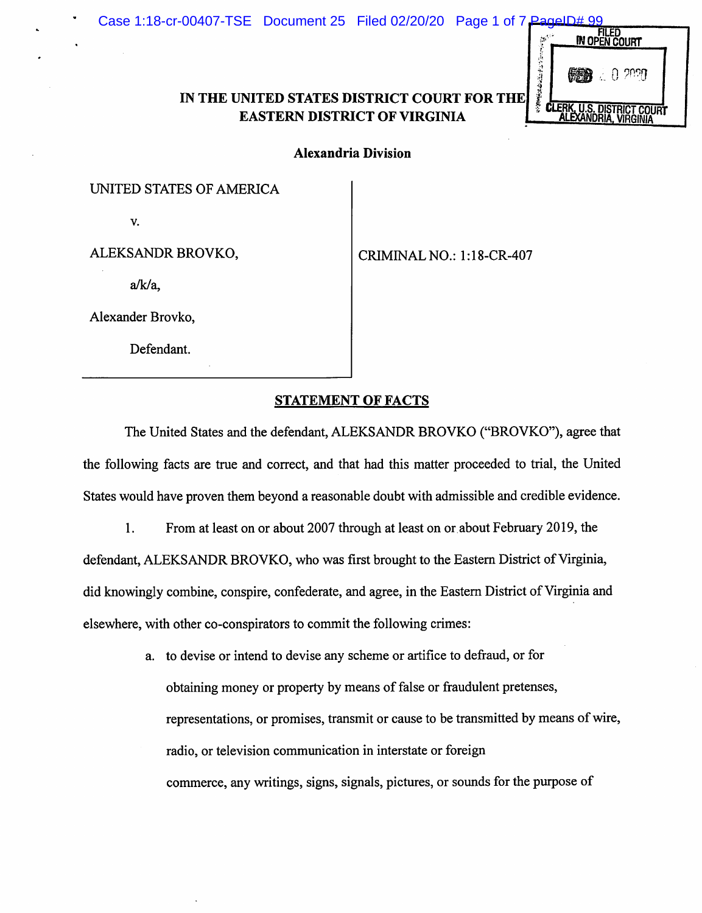FILED IN OPEN COURT

FEB 20 2020

CLERK, U.S. DISTRICT COURT ALEXANDRIA, VIRGINIA

**IN THE UNITED STATES DISTRICT COURT FOR THE EASTERN DISTRICT OF VIRGINIA**

**Alexandria Division**

| | |
|---|---|
| UNITED STATES OF AMERICA<br><br>v.<br><br>ALEKSANDR BROVKO,<br><br>a/k/a,<br><br>Alexander Brovko,<br><br>Defendant. | CRIMINAL NO.: 1:18-CR-407 |

## STATEMENT OF FACTS

The United States and the defendant, ALEKSANDR BROVKO ("BROVKO"), agree that the following facts are true and correct, and that had this matter proceeded to trial, the United States would have proven them beyond a reasonable doubt with admissible and credible evidence.

1. From at least on or about 2007 through at least on or about February 2019, the defendant, ALEKSANDR BROVKO, who was first brought to the Eastern District of Virginia, did knowingly combine, conspire, confederate, and agree, in the Eastern District of Virginia and elsewhere, with other co-conspirators to commit the following crimes:

   a. to devise or intend to devise any scheme or artifice to defraud, or for obtaining money or property by means of false or fraudulent pretenses, representations, or promises, transmit or cause to be transmitted by means of wire, radio, or television communication in interstate or foreign commerce, any writings, signs, signals, pictures, or sounds for the purpose of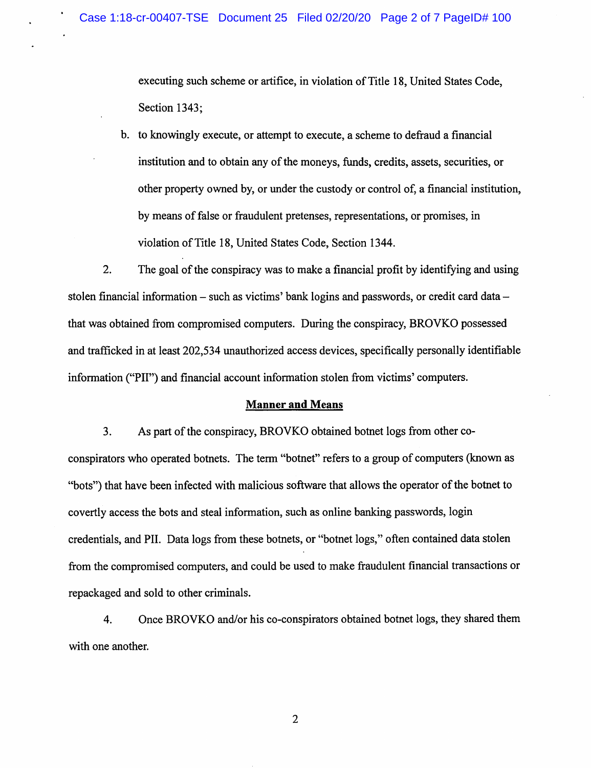executing such scheme or artifice, in violation of Title 18, United States Code, Section 1343;

b. to knowingly execute, or attempt to execute, a scheme to defraud a financial institution and to obtain any of the moneys, funds, credits, assets, securities, or other property owned by, or under the custody or control of, a financial institution, by means of false or fraudulent pretenses, representations, or promises, in violation of Title 18, United States Code, Section 1344.

2. The goal of the conspiracy was to make a financial profit by identifying and using stolen financial information – such as victims' bank logins and passwords, or credit card data – that was obtained from compromised computers. During the conspiracy, BROVKO possessed and trafficked in at least 202,534 unauthorized access devices, specifically personally identifiable information ("PII") and financial account information stolen from victims' computers.

## Manner and Means

3. As part of the conspiracy, BROVKO obtained botnet logs from other co-conspirators who operated botnets. The term "botnet" refers to a group of computers (known as "bots") that have been infected with malicious software that allows the operator of the botnet to covertly access the bots and steal information, such as online banking passwords, login credentials, and PII. Data logs from these botnets, or "botnet logs," often contained data stolen from the compromised computers, and could be used to make fraudulent financial transactions or repackaged and sold to other criminals.

4. Once BROVKO and/or his co-conspirators obtained botnet logs, they shared them with one another.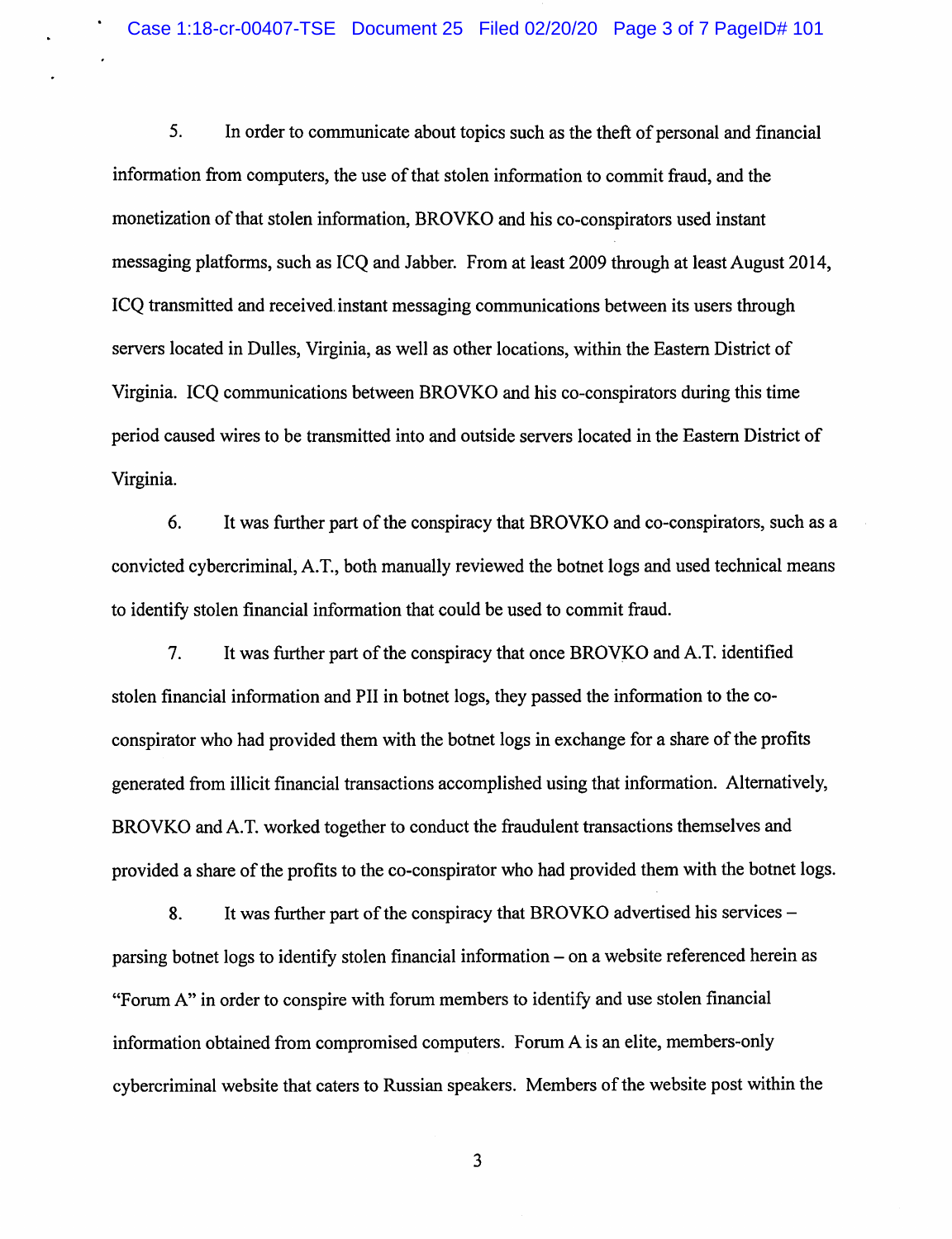5. In order to communicate about topics such as the theft of personal and financial information from computers, the use of that stolen information to commit fraud, and the monetization of that stolen information, BROVKO and his co-conspirators used instant messaging platforms, such as ICQ and Jabber. From at least 2009 through at least August 2014, ICQ transmitted and received instant messaging communications between its users through servers located in Dulles, Virginia, as well as other locations, within the Eastern District of Virginia. ICQ communications between BROVKO and his co-conspirators during this time period caused wires to be transmitted into and outside servers located in the Eastern District of Virginia.

6. It was further part of the conspiracy that BROVKO and co-conspirators, such as a convicted cybercriminal, A.T., both manually reviewed the botnet logs and used technical means to identify stolen financial information that could be used to commit fraud.

7. It was further part of the conspiracy that once BROVKO and A.T. identified stolen financial information and PII in botnet logs, they passed the information to the co-conspirator who had provided them with the botnet logs in exchange for a share of the profits generated from illicit financial transactions accomplished using that information. Alternatively, BROVKO and A.T. worked together to conduct the fraudulent transactions themselves and provided a share of the profits to the co-conspirator who had provided them with the botnet logs.

8. It was further part of the conspiracy that BROVKO advertised his services – parsing botnet logs to identify stolen financial information – on a website referenced herein as "Forum A" in order to conspire with forum members to identify and use stolen financial information obtained from compromised computers. Forum A is an elite, members-only cybercriminal website that caters to Russian speakers. Members of the website post within the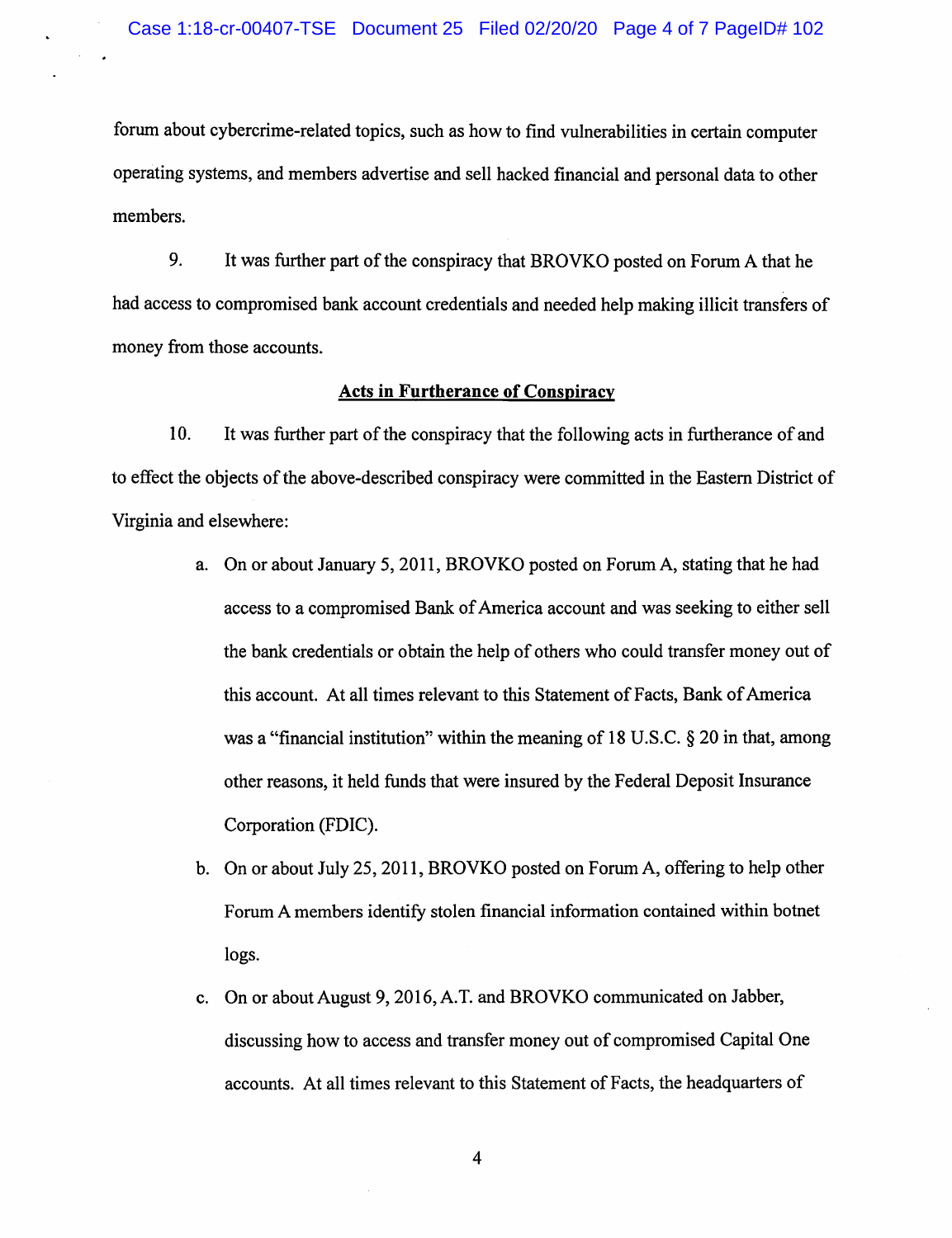forum about cybercrime-related topics, such as how to find vulnerabilities in certain computer operating systems, and members advertise and sell hacked financial and personal data to other members.

9. It was further part of the conspiracy that BROVKO posted on Forum A that he had access to compromised bank account credentials and needed help making illicit transfers of money from those accounts.

**Acts in Furtherance of Conspiracy**

10. It was further part of the conspiracy that the following acts in furtherance of and to effect the objects of the above-described conspiracy were committed in the Eastern District of Virginia and elsewhere:

a. On or about January 5, 2011, BROVKO posted on Forum A, stating that he had access to a compromised Bank of America account and was seeking to either sell the bank credentials or obtain the help of others who could transfer money out of this account. At all times relevant to this Statement of Facts, Bank of America was a "financial institution" within the meaning of 18 U.S.C. § 20 in that, among other reasons, it held funds that were insured by the Federal Deposit Insurance Corporation (FDIC).

b. On or about July 25, 2011, BROVKO posted on Forum A, offering to help other Forum A members identify stolen financial information contained within botnet logs.

c. On or about August 9, 2016, A.T. and BROVKO communicated on Jabber, discussing how to access and transfer money out of compromised Capital One accounts. At all times relevant to this Statement of Facts, the headquarters of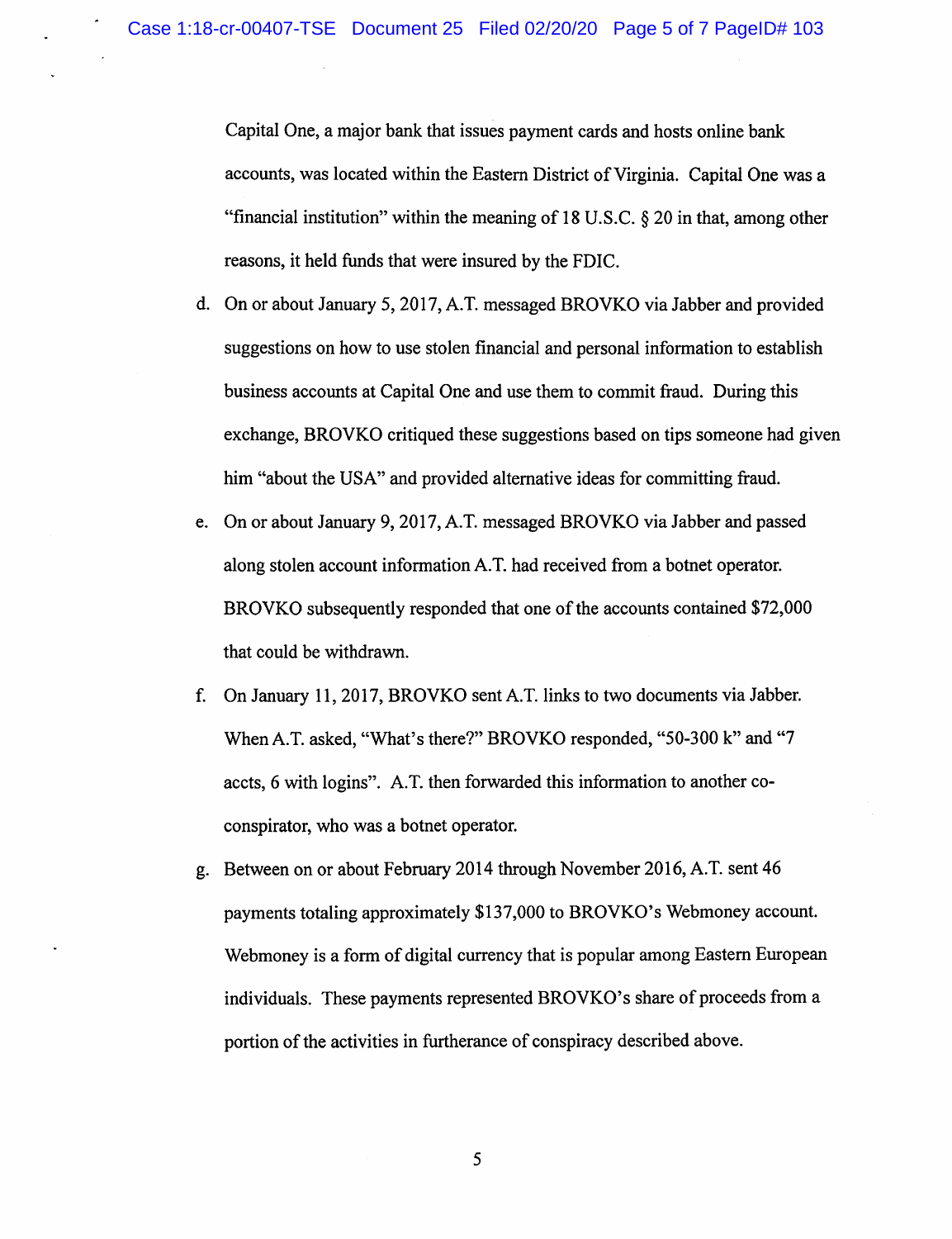Capital One, a major bank that issues payment cards and hosts online bank accounts, was located within the Eastern District of Virginia. Capital One was a "financial institution" within the meaning of 18 U.S.C. § 20 in that, among other reasons, it held funds that were insured by the FDIC.

d. On or about January 5, 2017, A.T. messaged BROVKO via Jabber and provided suggestions on how to use stolen financial and personal information to establish business accounts at Capital One and use them to commit fraud. During this exchange, BROVKO critiqued these suggestions based on tips someone had given him "about the USA" and provided alternative ideas for committing fraud.

e. On or about January 9, 2017, A.T. messaged BROVKO via Jabber and passed along stolen account information A.T. had received from a botnet operator. BROVKO subsequently responded that one of the accounts contained $72,000 that could be withdrawn.

f. On January 11, 2017, BROVKO sent A.T. links to two documents via Jabber. When A.T. asked, "What's there?" BROVKO responded, "50-300 k" and "7 accts, 6 with logins". A.T. then forwarded this information to another co-conspirator, who was a botnet operator.

g. Between on or about February 2014 through November 2016, A.T. sent 46 payments totaling approximately $137,000 to BROVKO's Webmoney account. Webmoney is a form of digital currency that is popular among Eastern European individuals. These payments represented BROVKO's share of proceeds from a portion of the activities in furtherance of conspiracy described above.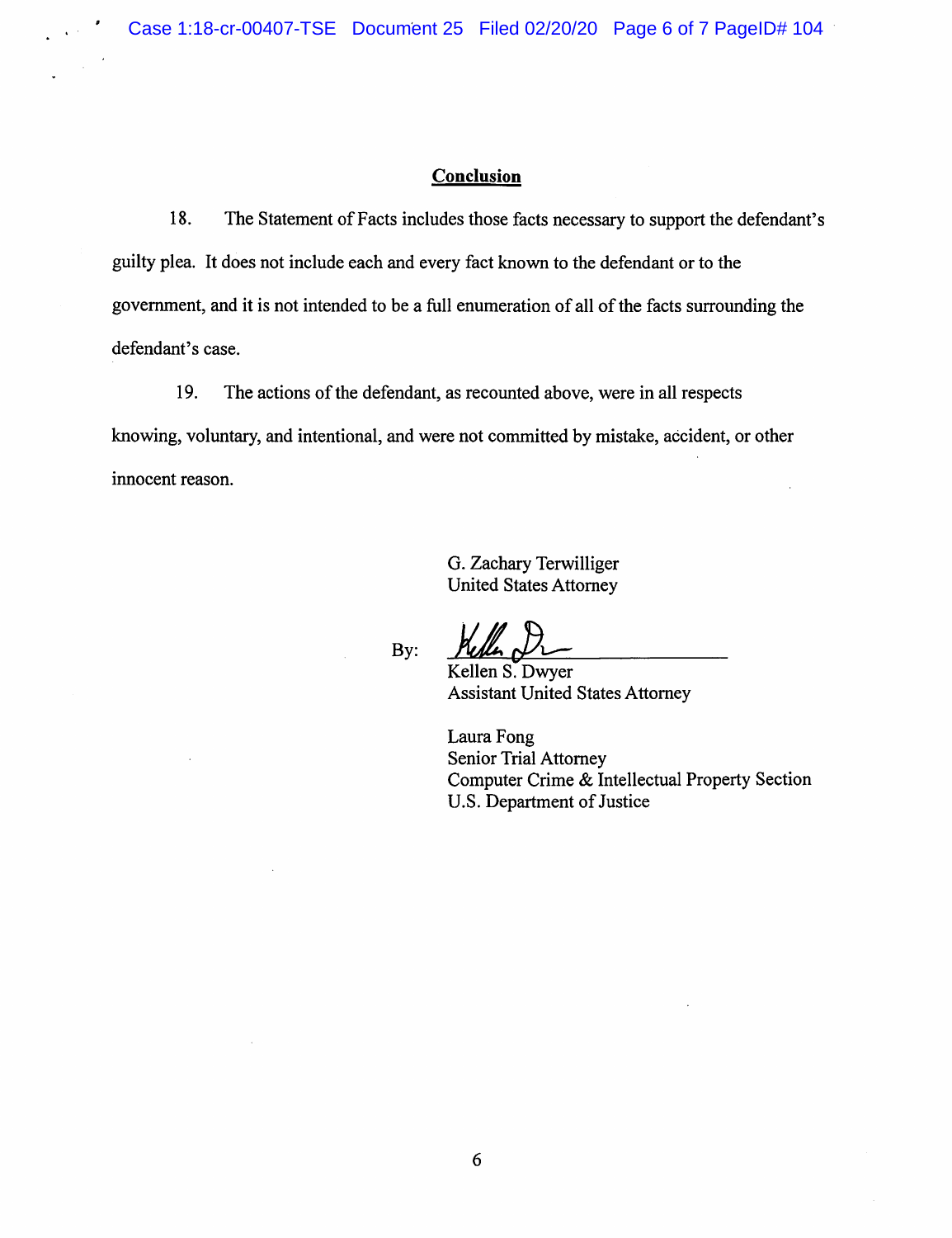## Conclusion

18. The Statement of Facts includes those facts necessary to support the defendant's guilty plea. It does not include each and every fact known to the defendant or to the government, and it is not intended to be a full enumeration of all of the facts surrounding the defendant's case.

19. The actions of the defendant, as recounted above, were in all respects knowing, voluntary, and intentional, and were not committed by mistake, accident, or other innocent reason.

G. Zachary Terwilliger
United States Attorney

By: [signature]
Kellen S. Dwyer
Assistant United States Attorney

Laura Fong
Senior Trial Attorney
Computer Crime & Intellectual Property Section
U.S. Department of Justice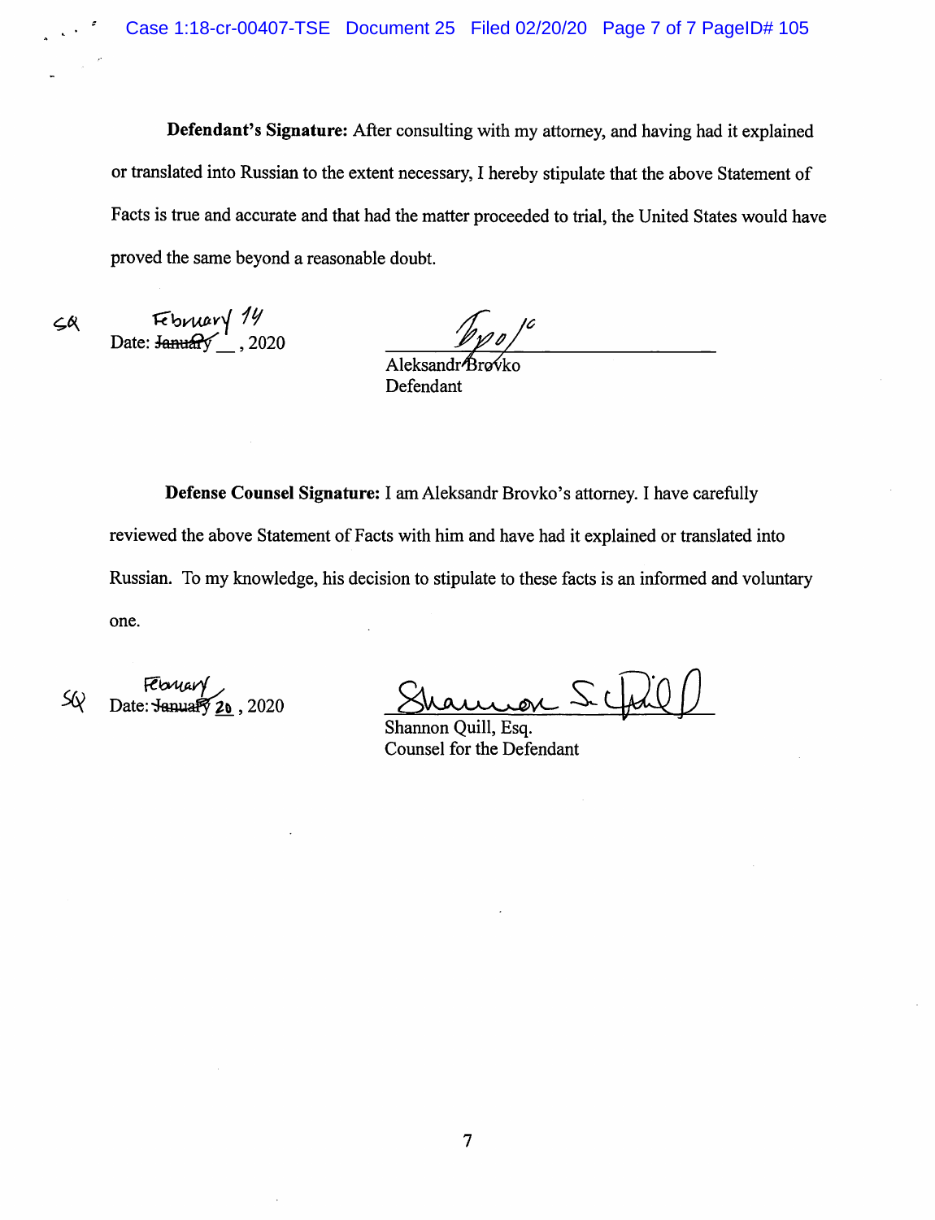**Defendant's Signature:** After consulting with my attorney, and having had it explained or translated into Russian to the extent necessary, I hereby stipulate that the above Statement of Facts is true and accurate and that had the matter proceeded to trial, the United States would have proved the same beyond a reasonable doubt.

SQ Date: ~~January~~ February 14, 2020

Aleksandr Brovko
Defendant

**Defense Counsel Signature:** I am Aleksandr Brovko's attorney. I have carefully reviewed the above Statement of Facts with him and have had it explained or translated into Russian. To my knowledge, his decision to stipulate to these facts is an informed and voluntary one.

SQ Date: ~~January~~ February 20, 2020

Shannon Quill, Esq.
Counsel for the Defendant